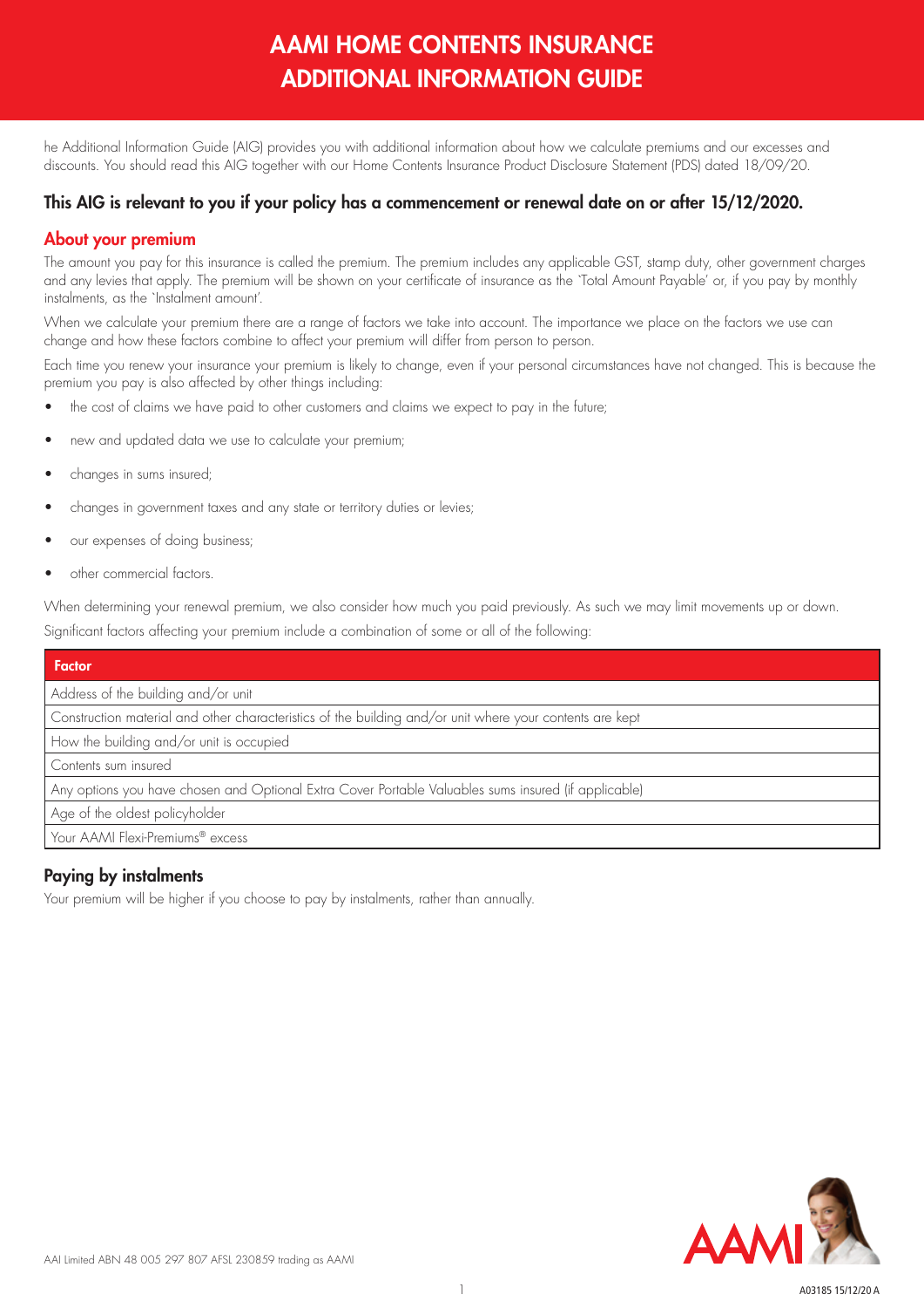# AAMI HOME CONTENTS INSURANCE ADDITIONAL INFORMATION GUIDE

he Additional Information Guide (AIG) provides you with additional information about how we calculate premiums and our excesses and discounts. You should read this AIG together with our Home Contents Insurance Product Disclosure Statement (PDS) dated 18/09/20.

**This AIG is relevant to you if your policy has a commencement or renewal date on or after 15/12/2020.**

## About your premium

The amount you pay for this insurance is called the premium. The premium includes any applicable GST, stamp duty, other government charges and any levies that apply. The premium will be shown on your certificate of insurance as the 'Total Amount Payable' or, if you pay by monthly instalments, as the 'Instalment amount'.

When we calculate your premium there are a range of factors we take into account. The importance we place on the factors we use can change and how these factors combine to affect your premium will differ from person to person.

Each time you renew your insurance your premium is likely to change, even if your personal circumstances have not changed. This is because the premium you pay is also affected by other things including:

- the cost of claims we have paid to other customers and claims we expect to pay in the future;
- new and updated data we use to calculate your premium;
- changes in sums insured;
- changes in government taxes and any state or territory duties or levies;
- our expenses of doing business;
- other commercial factors.

When determining your renewal premium, we also consider how much you paid previously. As such we may limit movements up or down.

Significant factors affecting your premium include a combination of some or all of the following:

| Factor |
|---|
| Address of the building and/or unit |
| Construction material and other characteristics of the building and/or unit where your contents are kept |
| How the building and/or unit is occupied |
| Contents sum insured |
| Any options you have chosen and Optional Extra Cover Portable Valuables sums insured (if applicable) |
| Age of the oldest policyholder |
| Your AAMI Flexi-Premiums® excess |

## Paying by instalments

Your premium will be higher if you choose to pay by instalments, rather than annually.

AAI Limited ABN 48 005 297 807 AFSL 230859 trading as AAMI

A03185 15/12/20 A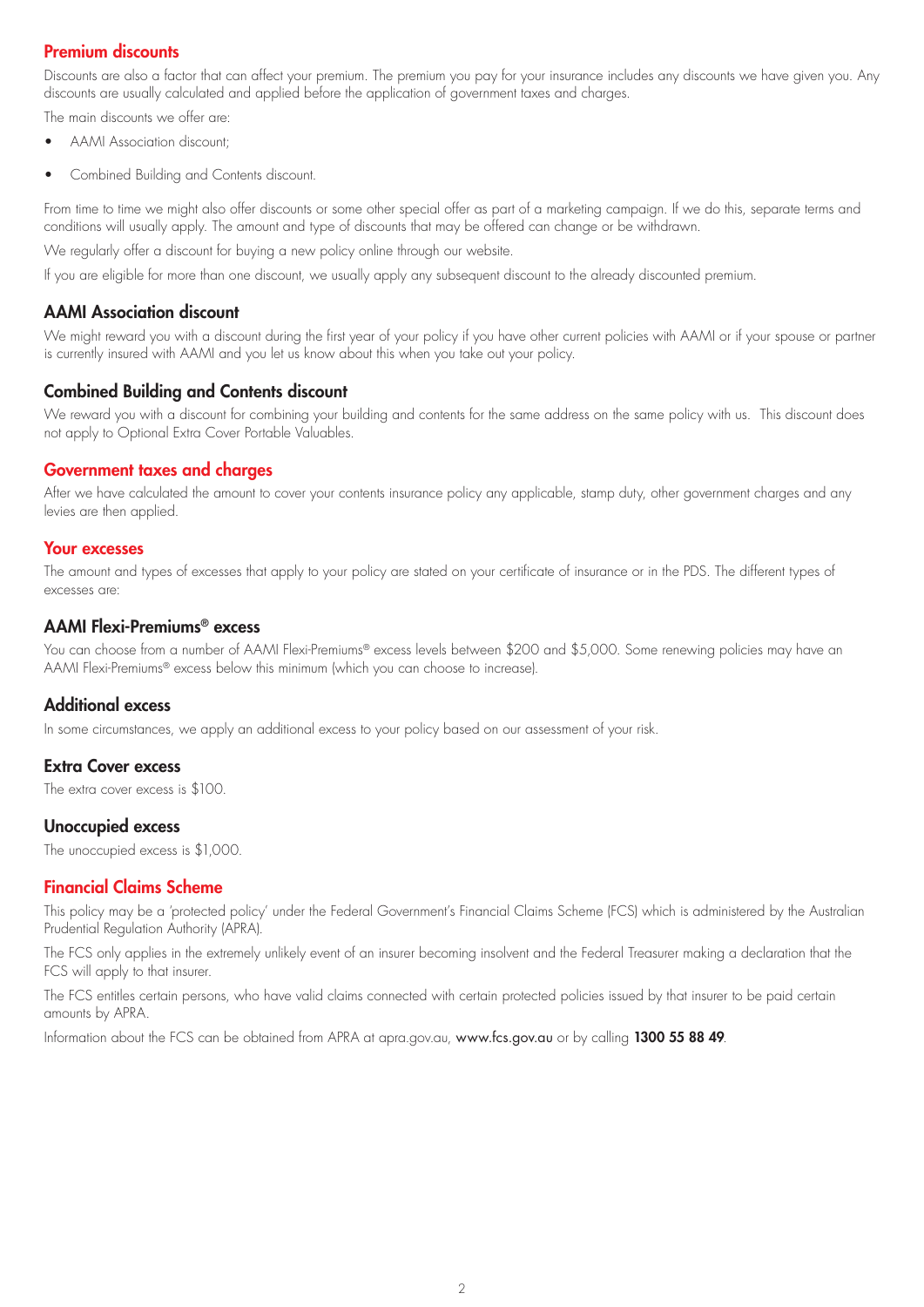## Premium discounts

Discounts are also a factor that can affect your premium. The premium you pay for your insurance includes any discounts we have given you. Any discounts are usually calculated and applied before the application of government taxes and charges.

The main discounts we offer are:

- AAMI Association discount;
- Combined Building and Contents discount.

From time to time we might also offer discounts or some other special offer as part of a marketing campaign. If we do this, separate terms and conditions will usually apply. The amount and type of discounts that may be offered can change or be withdrawn.

We regularly offer a discount for buying a new policy online through our website.

If you are eligible for more than one discount, we usually apply any subsequent discount to the already discounted premium.

### AAMI Association discount

We might reward you with a discount during the first year of your policy if you have other current policies with AAMI or if your spouse or partner is currently insured with AAMI and you let us know about this when you take out your policy.

### Combined Building and Contents discount

We reward you with a discount for combining your building and contents for the same address on the same policy with us. This discount does not apply to Optional Extra Cover Portable Valuables.

## Government taxes and charges

After we have calculated the amount to cover your contents insurance policy any applicable, stamp duty, other government charges and any levies are then applied.

## Your excesses

The amount and types of excesses that apply to your policy are stated on your certificate of insurance or in the PDS. The different types of excesses are:

### AAMI Flexi-Premiums® excess

You can choose from a number of AAMI Flexi-Premiums® excess levels between $200 and $5,000. Some renewing policies may have an AAMI Flexi-Premiums® excess below this minimum (which you can choose to increase).

### Additional excess

In some circumstances, we apply an additional excess to your policy based on our assessment of your risk.

### Extra Cover excess

The extra cover excess is $100.

### Unoccupied excess

The unoccupied excess is $1,000.

## Financial Claims Scheme

This policy may be a 'protected policy' under the Federal Government's Financial Claims Scheme (FCS) which is administered by the Australian Prudential Regulation Authority (APRA).

The FCS only applies in the extremely unlikely event of an insurer becoming insolvent and the Federal Treasurer making a declaration that the FCS will apply to that insurer.

The FCS entitles certain persons, who have valid claims connected with certain protected policies issued by that insurer to be paid certain amounts by APRA.

Information about the FCS can be obtained from APRA at apra.gov.au, www.fcs.gov.au or by calling **1300 55 88 49**.